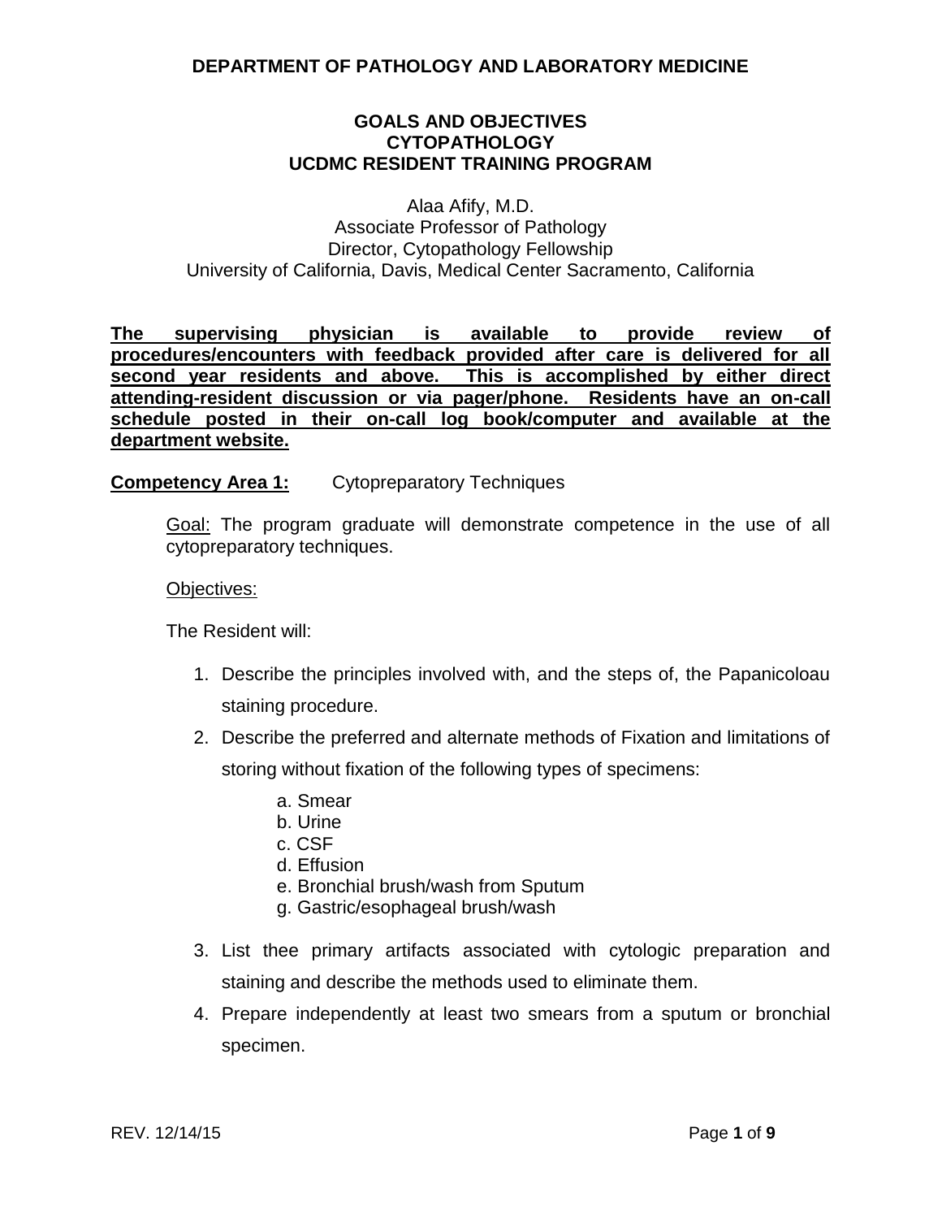# DEPARTMENT OF PATHOLOGY AND LABORATORY MEDICINE

## GOALS AND OBJECTIVES
## CYTOPATHOLOGY
## UCDMC RESIDENT TRAINING PROGRAM

Alaa Afify, M.D.
Associate Professor of Pathology
Director, Cytopathology Fellowship
University of California, Davis, Medical Center Sacramento, California

**The supervising physician is available to provide review of procedures/encounters with feedback provided after care is delivered for all second year residents and above. This is accomplished by either direct attending-resident discussion or via pager/phone. Residents have an on-call schedule posted in their on-call log book/computer and available at the department website.**

**Competency Area 1:** Cytopreparatory Techniques

Goal: The program graduate will demonstrate competence in the use of all cytopreparatory techniques.

Objectives:

The Resident will:

1. Describe the principles involved with, and the steps of, the Papanicoloau staining procedure.
2. Describe the preferred and alternate methods of Fixation and limitations of storing without fixation of the following types of specimens:
   a. Smear
   b. Urine
   c. CSF
   d. Effusion
   e. Bronchial brush/wash from Sputum
   g. Gastric/esophageal brush/wash
3. List thee primary artifacts associated with cytologic preparation and staining and describe the methods used to eliminate them.
4. Prepare independently at least two smears from a sputum or bronchial specimen.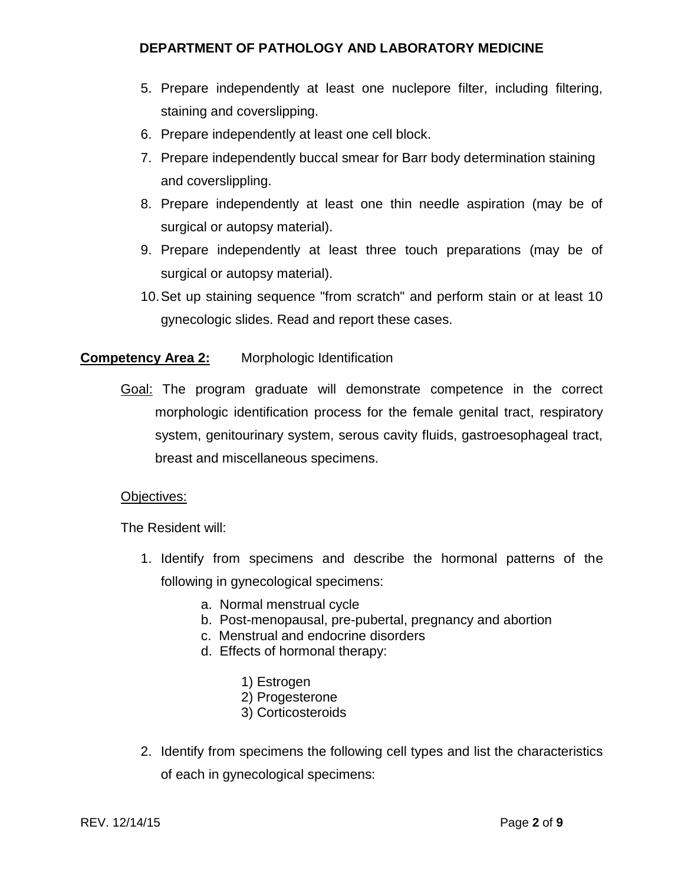5. Prepare independently at least one nuclepore filter, including filtering, staining and coverslipping.
6. Prepare independently at least one cell block.
7. Prepare independently buccal smear for Barr body determination staining and coverslippling.
8. Prepare independently at least one thin needle aspiration (may be of surgical or autopsy material).
9. Prepare independently at least three touch preparations (may be of surgical or autopsy material).
10. Set up staining sequence "from scratch" and perform stain or at least 10 gynecologic slides. Read and report these cases.

**<u>Competency Area 2:</u>** Morphologic Identification

<u>Goal:</u> The program graduate will demonstrate competence in the correct morphologic identification process for the female genital tract, respiratory system, genitourinary system, serous cavity fluids, gastroesophageal tract, breast and miscellaneous specimens.

<u>Objectives:</u>

The Resident will:

1. Identify from specimens and describe the hormonal patterns of the following in gynecological specimens:
    a. Normal menstrual cycle
    b. Post-menopausal, pre-pubertal, pregnancy and abortion
    c. Menstrual and endocrine disorders
    d. Effects of hormonal therapy:
        1) Estrogen
        2) Progesterone
        3) Corticosteroids
2. Identify from specimens the following cell types and list the characteristics of each in gynecological specimens: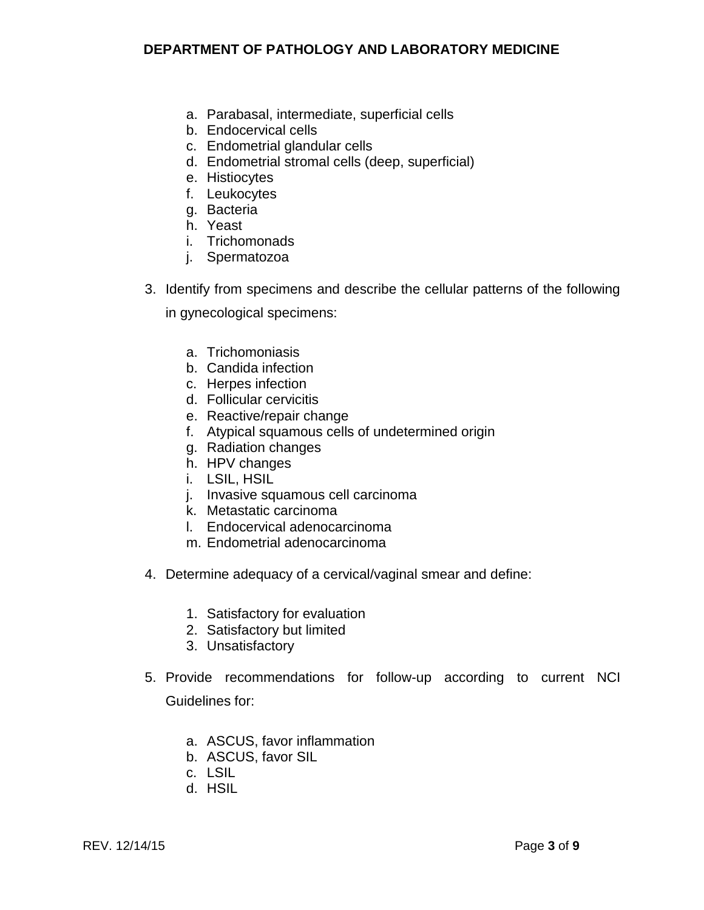a. Parabasal, intermediate, superficial cells
b. Endocervical cells
c. Endometrial glandular cells
d. Endometrial stromal cells (deep, superficial)
e. Histiocytes
f. Leukocytes
g. Bacteria
h. Yeast
i. Trichomonads
j. Spermatozoa

3. Identify from specimens and describe the cellular patterns of the following in gynecological specimens:

   a. Trichomoniasis
   b. Candida infection
   c. Herpes infection
   d. Follicular cervicitis
   e. Reactive/repair change
   f. Atypical squamous cells of undetermined origin
   g. Radiation changes
   h. HPV changes
   i. LSIL, HSIL
   j. Invasive squamous cell carcinoma
   k. Metastatic carcinoma
   l. Endocervical adenocarcinoma
   m. Endometrial adenocarcinoma

4. Determine adequacy of a cervical/vaginal smear and define:

   1. Satisfactory for evaluation
   2. Satisfactory but limited
   3. Unsatisfactory

5. Provide recommendations for follow-up according to current NCI Guidelines for:

   a. ASCUS, favor inflammation
   b. ASCUS, favor SIL
   c. LSIL
   d. HSIL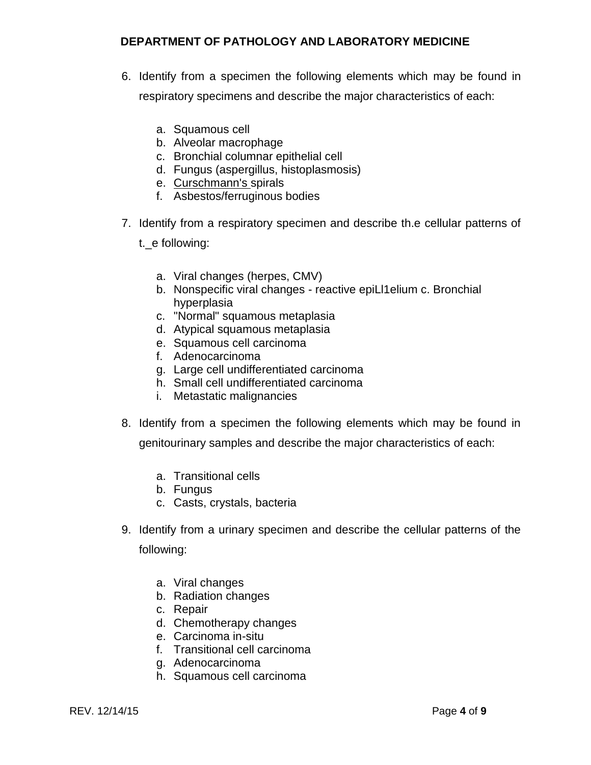## DEPARTMENT OF PATHOLOGY AND LABORATORY MEDICINE

6. Identify from a specimen the following elements which may be found in respiratory specimens and describe the major characteristics of each:

    a. Squamous cell
    b. Alveolar macrophage
    c. Bronchial columnar epithelial cell
    d. Fungus (aspergillus, histoplasmosis)
    e. Curschmann's spirals
    f. Asbestos/ferruginous bodies

7. Identify from a respiratory specimen and describe th.e cellular patterns of t._e following:

    a. Viral changes (herpes, CMV)
    b. Nonspecific viral changes - reactive epiLl1elium c. Bronchial hyperplasia
    c. "Normal" squamous metaplasia
    d. Atypical squamous metaplasia
    e. Squamous cell carcinoma
    f. Adenocarcinoma
    g. Large cell undifferentiated carcinoma
    h. Small cell undifferentiated carcinoma
    i. Metastatic malignancies

8. Identify from a specimen the following elements which may be found in genitourinary samples and describe the major characteristics of each:

    a. Transitional cells
    b. Fungus
    c. Casts, crystals, bacteria

9. Identify from a urinary specimen and describe the cellular patterns of the following:

    a. Viral changes
    b. Radiation changes
    c. Repair
    d. Chemotherapy changes
    e. Carcinoma in-situ
    f. Transitional cell carcinoma
    g. Adenocarcinoma
    h. Squamous cell carcinoma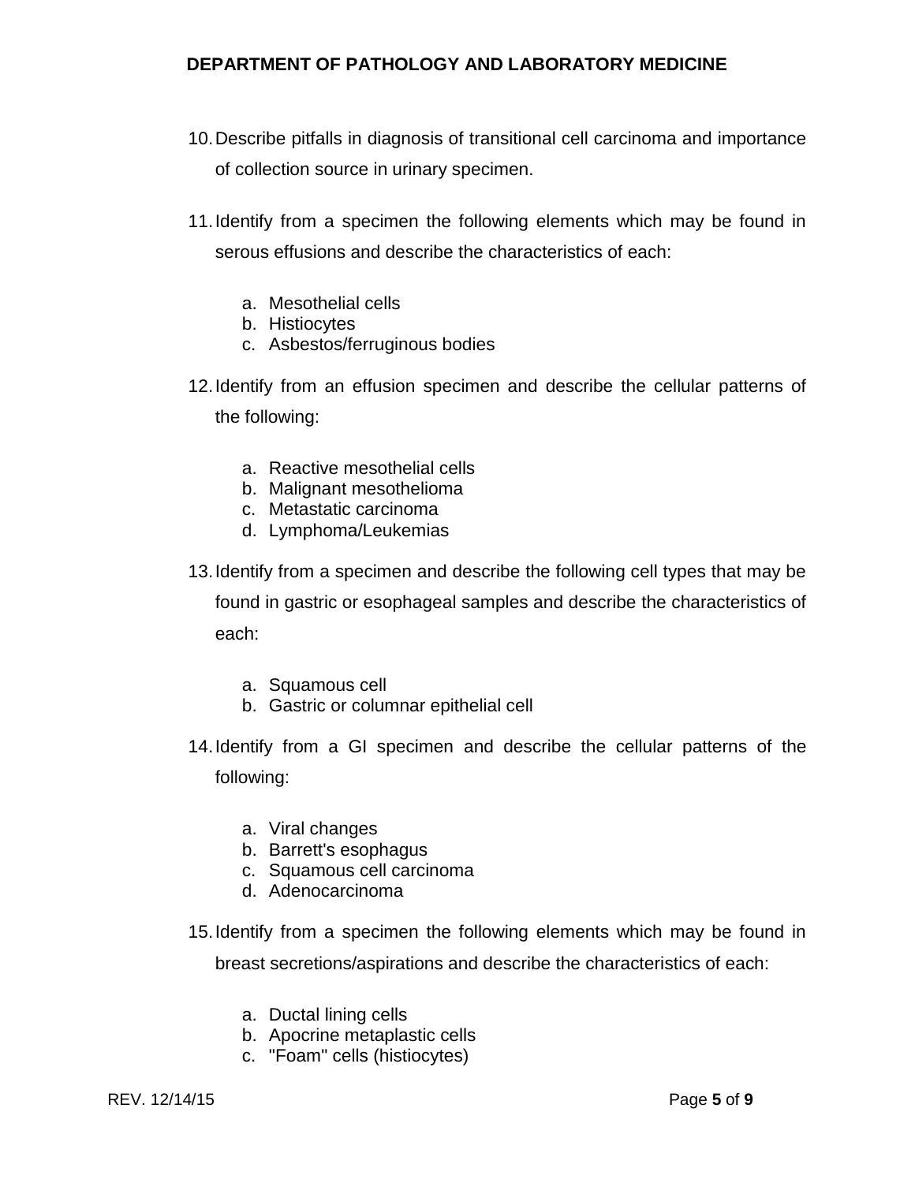10. Describe pitfalls in diagnosis of transitional cell carcinoma and importance of collection source in urinary specimen.

11. Identify from a specimen the following elements which may be found in serous effusions and describe the characteristics of each:

    a. Mesothelial cells
    b. Histiocytes
    c. Asbestos/ferruginous bodies

12. Identify from an effusion specimen and describe the cellular patterns of the following:

    a. Reactive mesothelial cells
    b. Malignant mesothelioma
    c. Metastatic carcinoma
    d. Lymphoma/Leukemias

13. Identify from a specimen and describe the following cell types that may be found in gastric or esophageal samples and describe the characteristics of each:

    a. Squamous cell
    b. Gastric or columnar epithelial cell

14. Identify from a GI specimen and describe the cellular patterns of the following:

    a. Viral changes
    b. Barrett's esophagus
    c. Squamous cell carcinoma
    d. Adenocarcinoma

15. Identify from a specimen the following elements which may be found in breast secretions/aspirations and describe the characteristics of each:

    a. Ductal lining cells
    b. Apocrine metaplastic cells
    c. "Foam" cells (histiocytes)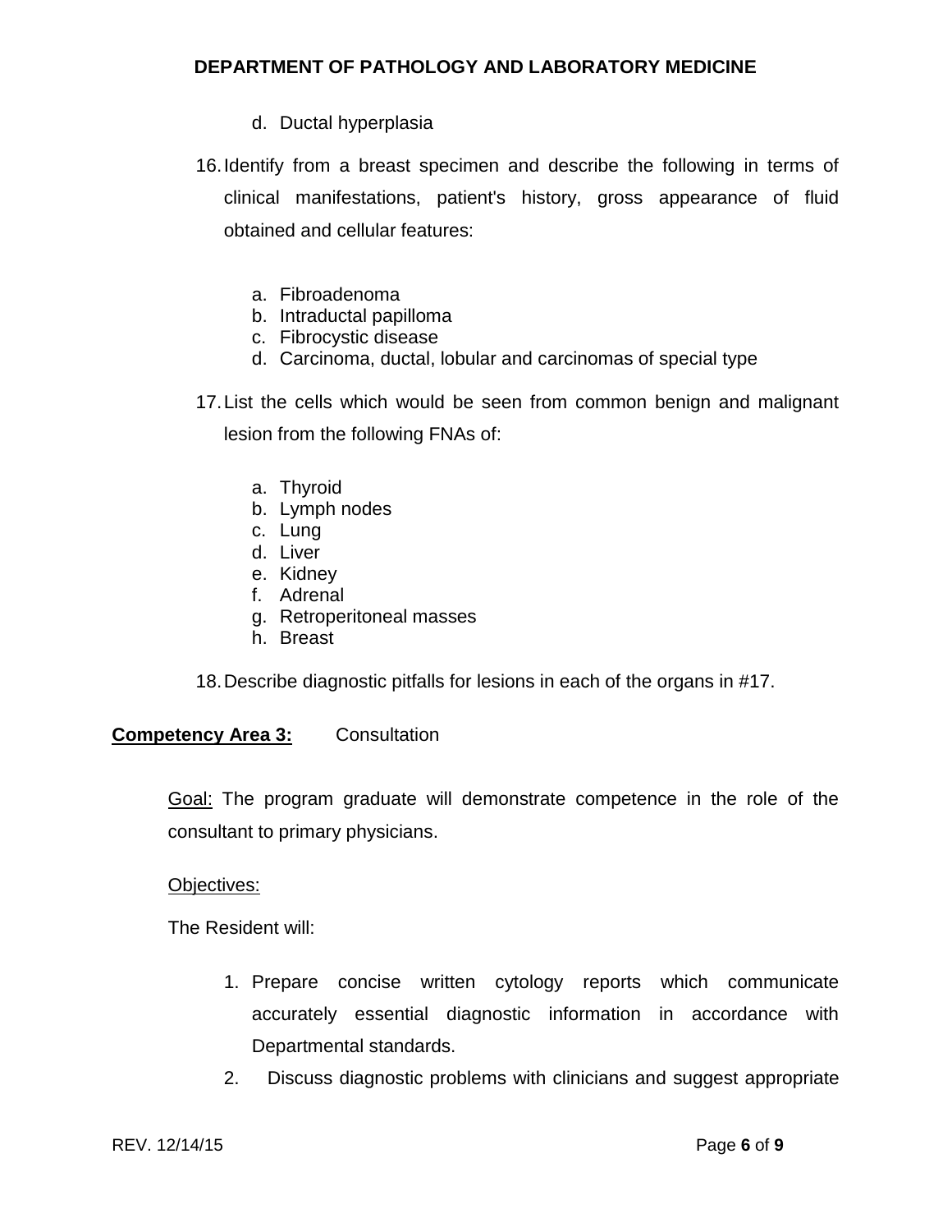d. Ductal hyperplasia

16. Identify from a breast specimen and describe the following in terms of clinical manifestations, patient's history, gross appearance of fluid obtained and cellular features:

    a. Fibroadenoma
    b. Intraductal papilloma
    c. Fibrocystic disease
    d. Carcinoma, ductal, lobular and carcinomas of special type

17. List the cells which would be seen from common benign and malignant lesion from the following FNAs of:

    a. Thyroid
    b. Lymph nodes
    c. Lung
    d. Liver
    e. Kidney
    f. Adrenal
    g. Retroperitoneal masses
    h. Breast

18. Describe diagnostic pitfalls for lesions in each of the organs in #17.

**Competency Area 3:** Consultation

Goal: The program graduate will demonstrate competence in the role of the consultant to primary physicians.

Objectives:

The Resident will:

1. Prepare concise written cytology reports which communicate accurately essential diagnostic information in accordance with Departmental standards.
2. Discuss diagnostic problems with clinicians and suggest appropriate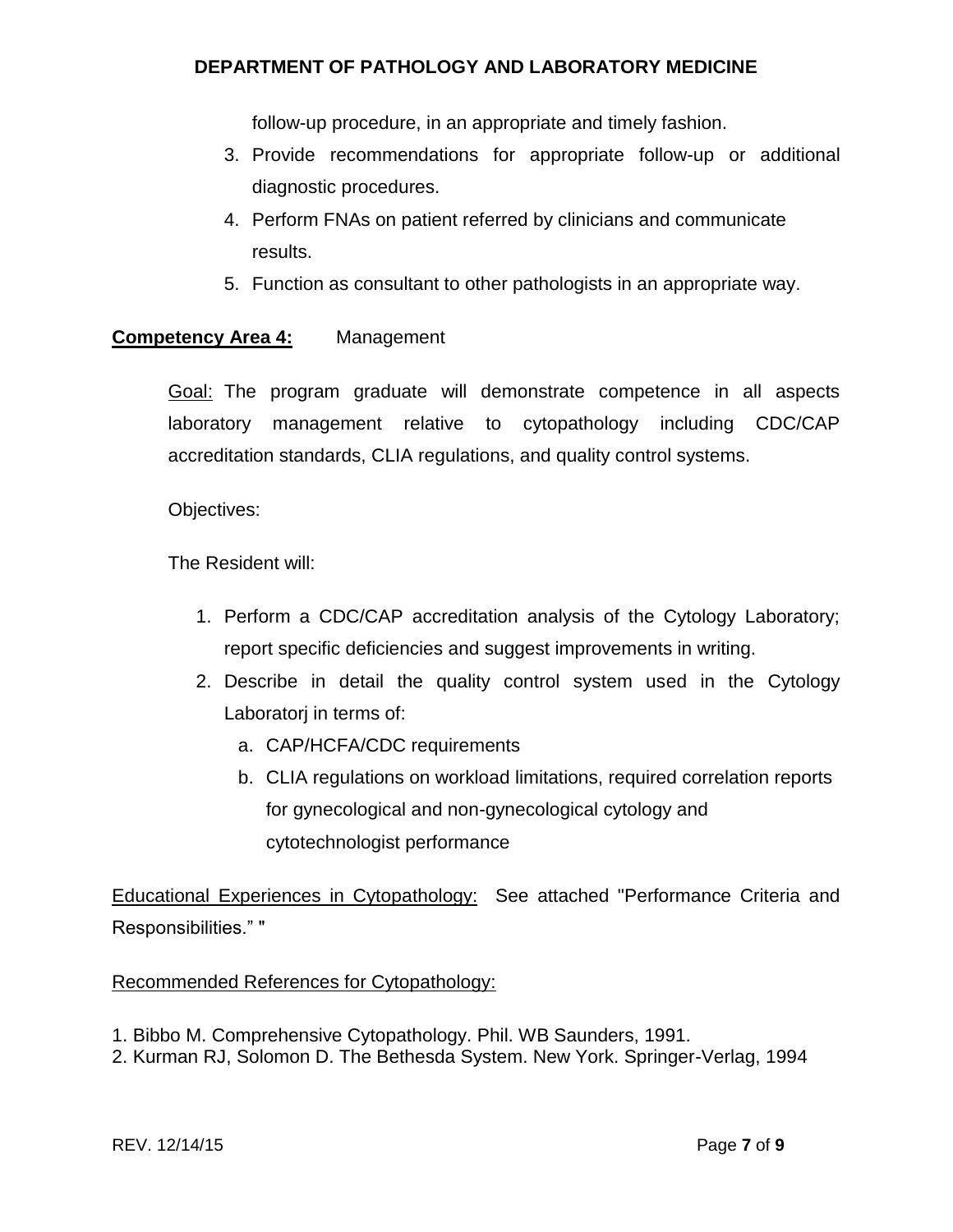follow-up procedure, in an appropriate and timely fashion.

3. Provide recommendations for appropriate follow-up or additional diagnostic procedures.
4. Perform FNAs on patient referred by clinicians and communicate results.
5. Function as consultant to other pathologists in an appropriate way.

**Competency Area 4:** Management

Goal: The program graduate will demonstrate competence in all aspects laboratory management relative to cytopathology including CDC/CAP accreditation standards, CLIA regulations, and quality control systems.

Objectives:

The Resident will:

1. Perform a CDC/CAP accreditation analysis of the Cytology Laboratory; report specific deficiencies and suggest improvements in writing.
2. Describe in detail the quality control system used in the Cytology Laboratorj in terms of:
   a. CAP/HCFA/CDC requirements
   b. CLIA regulations on workload limitations, required correlation reports for gynecological and non-gynecological cytology and cytotechnologist performance

Educational Experiences in Cytopathology: See attached "Performance Criteria and Responsibilities." "

Recommended References for Cytopathology:

1. Bibbo M. Comprehensive Cytopathology. Phil. WB Saunders, 1991.
2. Kurman RJ, Solomon D. The Bethesda System. New York. Springer-Verlag, 1994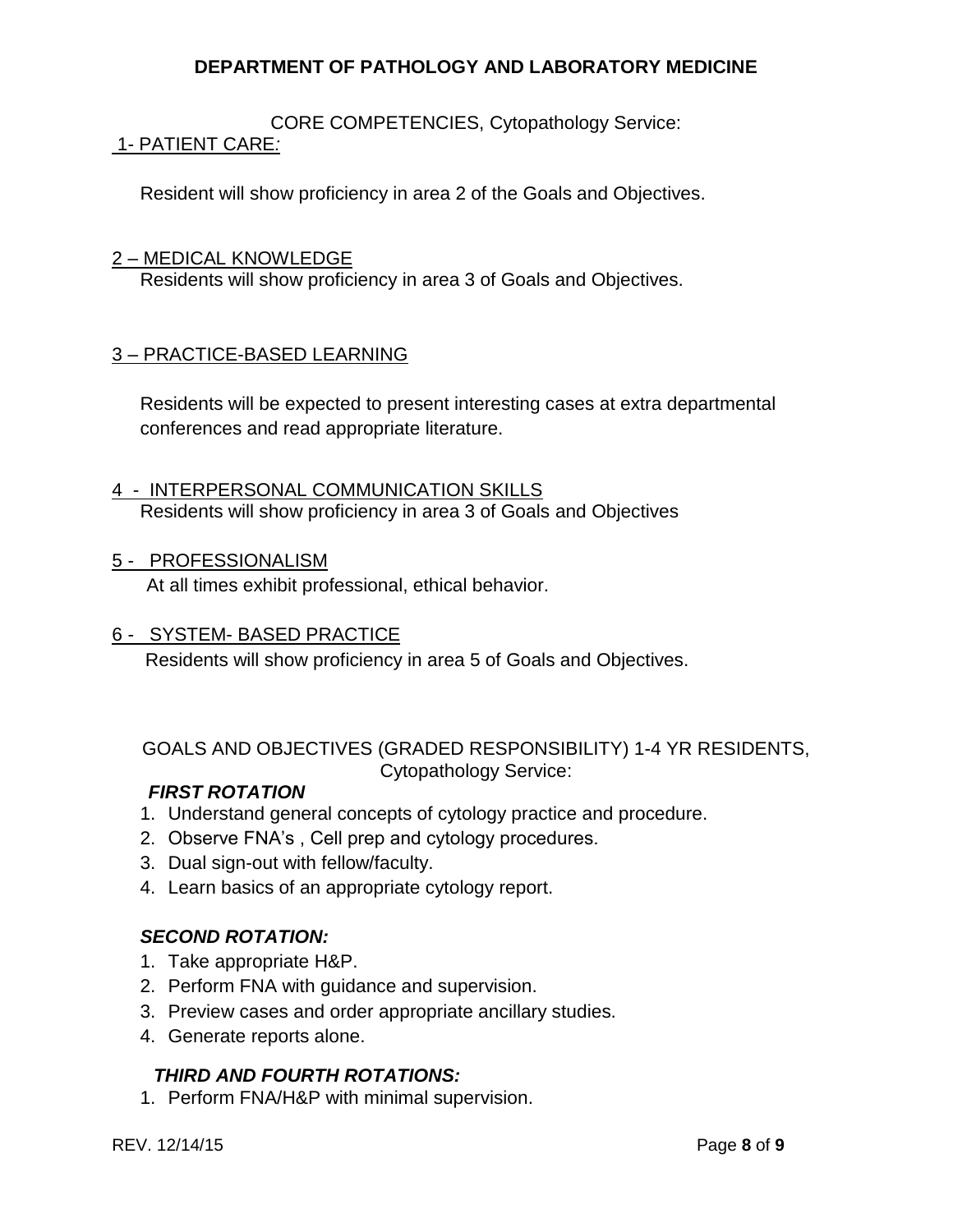## DEPARTMENT OF PATHOLOGY AND LABORATORY MEDICINE

CORE COMPETENCIES, Cytopathology Service:

1- PATIENT CARE*:*

Resident will show proficiency in area 2 of the Goals and Objectives.

2 – MEDICAL KNOWLEDGE

Residents will show proficiency in area 3 of Goals and Objectives.

3 – PRACTICE-BASED LEARNING

Residents will be expected to present interesting cases at extra departmental conferences and read appropriate literature.

4 - INTERPERSONAL COMMUNICATION SKILLS

Residents will show proficiency in area 3 of Goals and Objectives

5 - PROFESSIONALISM

At all times exhibit professional, ethical behavior.

6 - SYSTEM- BASED PRACTICE

Residents will show proficiency in area 5 of Goals and Objectives.

GOALS AND OBJECTIVES (GRADED RESPONSIBILITY) 1-4 YR RESIDENTS, Cytopathology Service:

***FIRST ROTATION***

1. Understand general concepts of cytology practice and procedure.
2. Observe FNA's , Cell prep and cytology procedures.
3. Dual sign-out with fellow/faculty.
4. Learn basics of an appropriate cytology report.

***SECOND ROTATION:***

1. Take appropriate H&P.
2. Perform FNA with guidance and supervision.
3. Preview cases and order appropriate ancillary studies.
4. Generate reports alone.

***THIRD AND FOURTH ROTATIONS:***

1. Perform FNA/H&P with minimal supervision.

REV. 12/14/15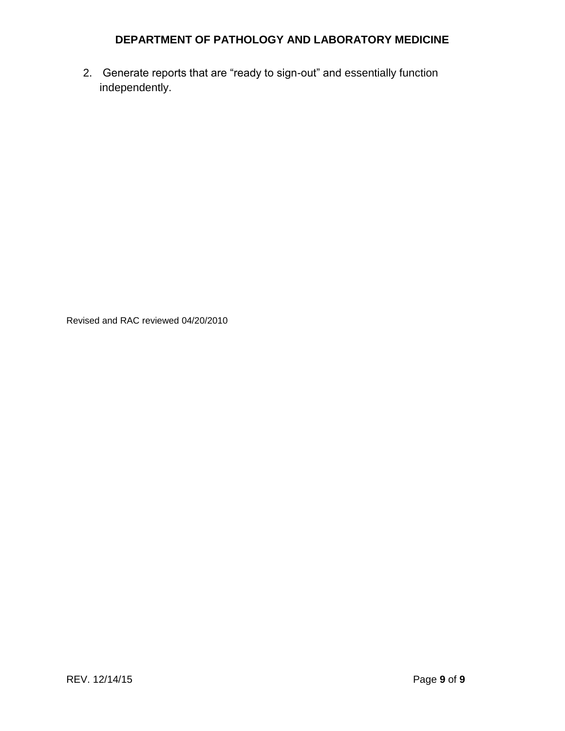2. Generate reports that are "ready to sign-out" and essentially function independently.

Revised and RAC reviewed 04/20/2010